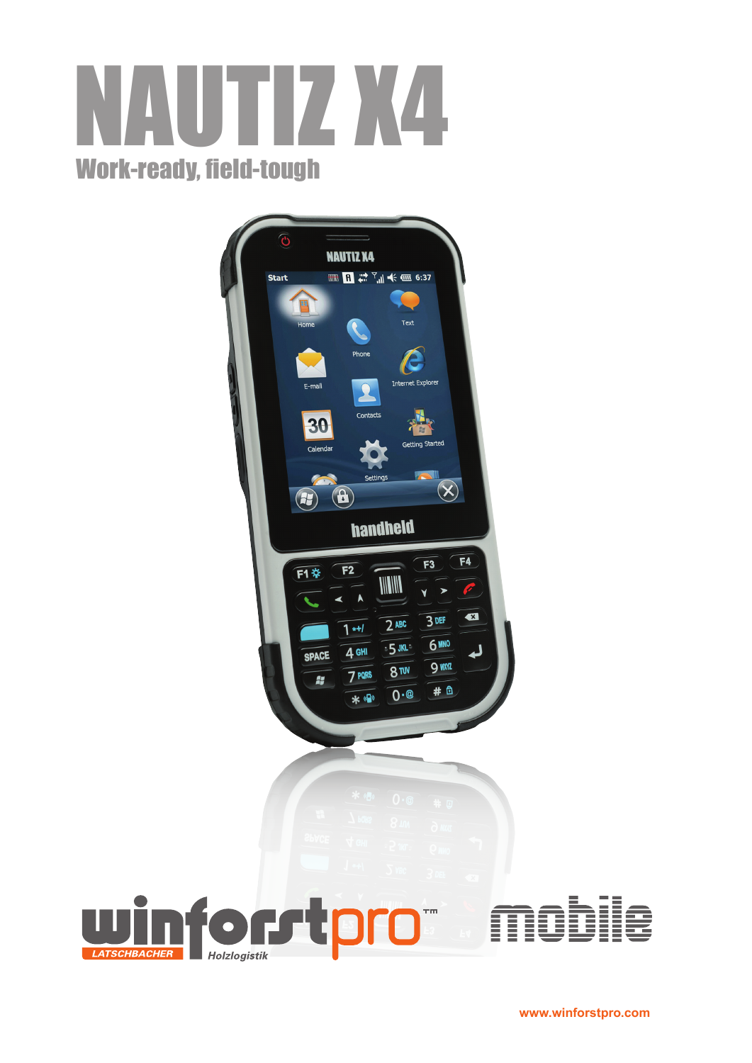# NAUTIZ X4

## Work-ready, field-tough

winforstpro™ mobile

LATSCHBACHER Holzlogistik

www.winforstpro.com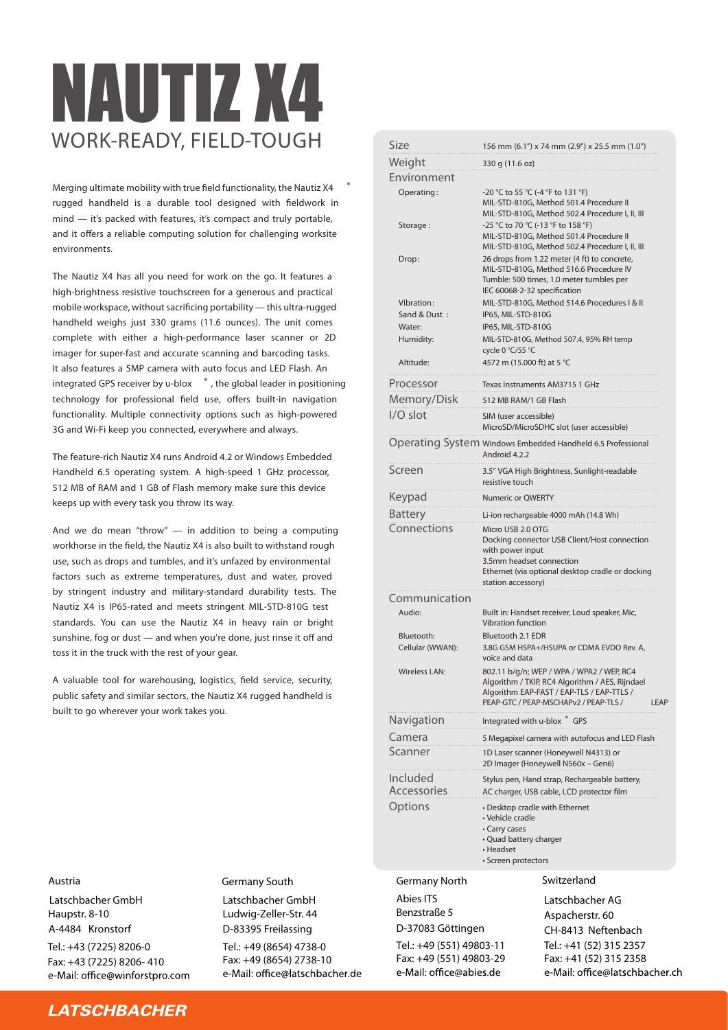# NAUTIZ X4

## WORK-READY, FIELD-TOUGH

Merging ultimate mobility with true field functionality, the Nautiz X4® rugged handheld is a durable tool designed with fieldwork in mind — it's packed with features, it's compact and truly portable, and it offers a reliable computing solution for challenging worksite environments.

The Nautiz X4 has all you need for work on the go. It features a high-brightness resistive touchscreen for a generous and practical mobile workspace, without sacrificing portability — this ultra-rugged handheld weighs just 330 grams (11.6 ounces). The unit comes complete with either a high-performance laser scanner or 2D imager for super-fast and accurate scanning and barcoding tasks. It also features a 5MP camera with auto focus and LED Flash. An integrated GPS receiver by u-blox®, the global leader in positioning technology for professional field use, offers built-in navigation functionality. Multiple connectivity options such as high-powered 3G and Wi-Fi keep you connected, everywhere and always.

The feature-rich Nautiz X4 runs Android 4.2 or Windows Embedded Handheld 6.5 operating system. A high-speed 1 GHz processor, 512 MB of RAM and 1 GB of Flash memory make sure this device keeps up with every task you throw its way.

And we do mean "throw" — in addition to being a computing workhorse in the field, the Nautiz X4 is also built to withstand rough use, such as drops and tumbles, and it's unfazed by environmental factors such as extreme temperatures, dust and water, proved by stringent industry and military-standard durability tests. The Nautiz X4 is IP65-rated and meets stringent MIL-STD-810G test standards. You can use the Nautiz X4 in heavy rain or bright sunshine, fog or dust — and when you're done, just rinse it off and toss it in the truck with the rest of your gear.

A valuable tool for warehousing, logistics, field service, security, public safety and similar sectors, the Nautiz X4 rugged handheld is built to go wherever your work takes you.

| | | |
|---|---|---|
| Size | | 156 mm (6.1") x 74 mm (2.9") x 25.5 mm (1.0") |
| Weight | | 330 g (11.6 oz) |
| Environment | Operating: | -20 °C to 55 °C (-4 °F to 131 °F)<br>MIL-STD-810G, Method 501.4 Procedure II<br>MIL-STD-810G, Method 502.4 Procedure I, II, III |
| | Storage: | -25 °C to 70 °C (-13 °F to 158 °F)<br>MIL-STD-810G, Method 501.4 Procedure II<br>MIL-STD-810G, Method 502.4 Procedure I, II, III |
| | Drop: | 26 drops from 1.22 meter (4 ft) to concrete, MIL-STD-810G, Method 516.6 Procedure IV<br>Tumble: 500 times, 1.0 meter tumbles per IEC 60068-2-32 specification |
| | Vibration: | MIL-STD-810G, Method 514.6 Procedures I & II |
| | Sand & Dust: | IP65, MIL-STD-810G |
| | Water: | IP65, MIL-STD-810G |
| | Humidity: | MIL-STD-810G, Method 507.4, 95% RH temp cycle 0 °C/55 °C |
| | Altitude: | 4572 m (15.000 ft) at 5 °C |
| Processor | | Texas Instruments AM3715 1 GHz |
| Memory/Disk | | 512 MB RAM/1 GB Flash |
| I/O slot | | SIM (user accessible)<br>MicroSD/MicroSDHC slot (user accessible) |
| Operating System | | Windows Embedded Handheld 6.5 Professional<br>Android 4.2.2 |
| Screen | | 3.5" VGA High Brightness, Sunlight-readable resistive touch |
| Keypad | | Numeric or QWERTY |
| Battery | | Li-ion rechargeable 4000 mAh (14.8 Wh) |
| Connections | | Micro USB 2.0 OTG<br>Docking connector USB Client/Host connection with power input<br>3.5mm headset connection<br>Ethernet (via optional desktop cradle or docking station accessory) |
| Communication | Audio: | Built in: Handset receiver, Loud speaker, Mic, Vibration function |
| | Bluetooth: | Bluetooth 2.1 EDR |
| | Cellular (WWAN): | 3.8G GSM HSPA+/HSUPA or CDMA EVDO Rev. A, voice and data |
| | Wireless LAN: | 802.11 b/g/n; WEP / WPA / WPA2 / WEP, RC4 Algorithm / TKIP, RC4 Algorithm / AES, Rijndael Algorithm EAP-FAST / EAP-TLS / EAP-TTLS / PEAP-GTC / PEAP-MSCHAPv2 / PEAP-TLS / LEAP |
| Navigation | | Integrated with u-blox® GPS |
| Camera | | 5 Megapixel camera with autofocus and LED Flash |
| Scanner | | 1D Laser scanner (Honeywell N4313) or<br>2D Imager (Honeywell N560x – Gen6) |
| Included Accessories | | Stylus pen, Hand strap, Rechargeable battery, AC charger, USB cable, LCD protector film |
| Options | | • Desktop cradle with Ethernet<br>• Vehicle cradle<br>• Carry cases<br>• Quad battery charger<br>• Headset<br>• Screen protectors |

**Austria**
Latschbacher GmbH
Haupstr. 8-10
A-4484 Kronstorf
Tel.: +43 (7225) 8206-0
Fax: +43 (7225) 8206- 410
e-Mail: office@winforstpro.com

**Germany South**
Latschbacher GmbH
Ludwig-Zeller-Str. 44
D-83395 Freilassing
Tel.: +49 (8654) 4738-0
Fax: +49 (8654) 2738-10
e-Mail: office@latschbacher.de

**Germany North**
Abies ITS
Benzstraße 5
D-37083 Göttingen
Tel.: +49 (551) 49803-11
Fax: +49 (551) 49803-29
e-Mail: office@abies.de

**Switzerland**
Latschbacher AG
Aspacherstr. 60
CH-8413 Neftenbach
Tel.: +41 (52) 315 2357
Fax: +41 (52) 315 2358
e-Mail: office@latschbacher.ch

**LATSCHBACHER**